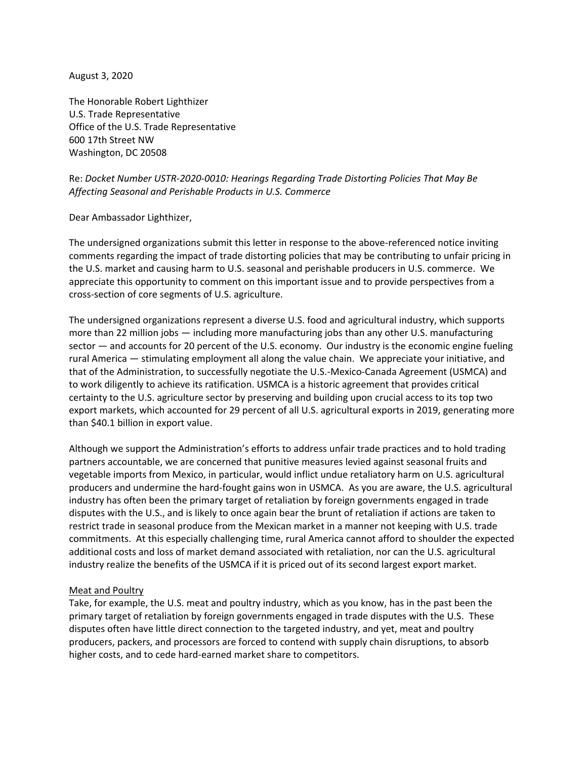August 3, 2020

The Honorable Robert Lighthizer
U.S. Trade Representative
Office of the U.S. Trade Representative
600 17th Street NW
Washington, DC 20508

Re: *Docket Number USTR-2020-0010: Hearings Regarding Trade Distorting Policies That May Be Affecting Seasonal and Perishable Products in U.S. Commerce*

Dear Ambassador Lighthizer,

The undersigned organizations submit this letter in response to the above-referenced notice inviting comments regarding the impact of trade distorting policies that may be contributing to unfair pricing in the U.S. market and causing harm to U.S. seasonal and perishable producers in U.S. commerce. We appreciate this opportunity to comment on this important issue and to provide perspectives from a cross-section of core segments of U.S. agriculture.

The undersigned organizations represent a diverse U.S. food and agricultural industry, which supports more than 22 million jobs — including more manufacturing jobs than any other U.S. manufacturing sector — and accounts for 20 percent of the U.S. economy. Our industry is the economic engine fueling rural America — stimulating employment all along the value chain. We appreciate your initiative, and that of the Administration, to successfully negotiate the U.S.-Mexico-Canada Agreement (USMCA) and to work diligently to achieve its ratification. USMCA is a historic agreement that provides critical certainty to the U.S. agriculture sector by preserving and building upon crucial access to its top two export markets, which accounted for 29 percent of all U.S. agricultural exports in 2019, generating more than $40.1 billion in export value.

Although we support the Administration's efforts to address unfair trade practices and to hold trading partners accountable, we are concerned that punitive measures levied against seasonal fruits and vegetable imports from Mexico, in particular, would inflict undue retaliatory harm on U.S. agricultural producers and undermine the hard-fought gains won in USMCA. As you are aware, the U.S. agricultural industry has often been the primary target of retaliation by foreign governments engaged in trade disputes with the U.S., and is likely to once again bear the brunt of retaliation if actions are taken to restrict trade in seasonal produce from the Mexican market in a manner not keeping with U.S. trade commitments. At this especially challenging time, rural America cannot afford to shoulder the expected additional costs and loss of market demand associated with retaliation, nor can the U.S. agricultural industry realize the benefits of the USMCA if it is priced out of its second largest export market.

<u>Meat and Poultry</u>

Take, for example, the U.S. meat and poultry industry, which as you know, has in the past been the primary target of retaliation by foreign governments engaged in trade disputes with the U.S. These disputes often have little direct connection to the targeted industry, and yet, meat and poultry producers, packers, and processors are forced to contend with supply chain disruptions, to absorb higher costs, and to cede hard-earned market share to competitors.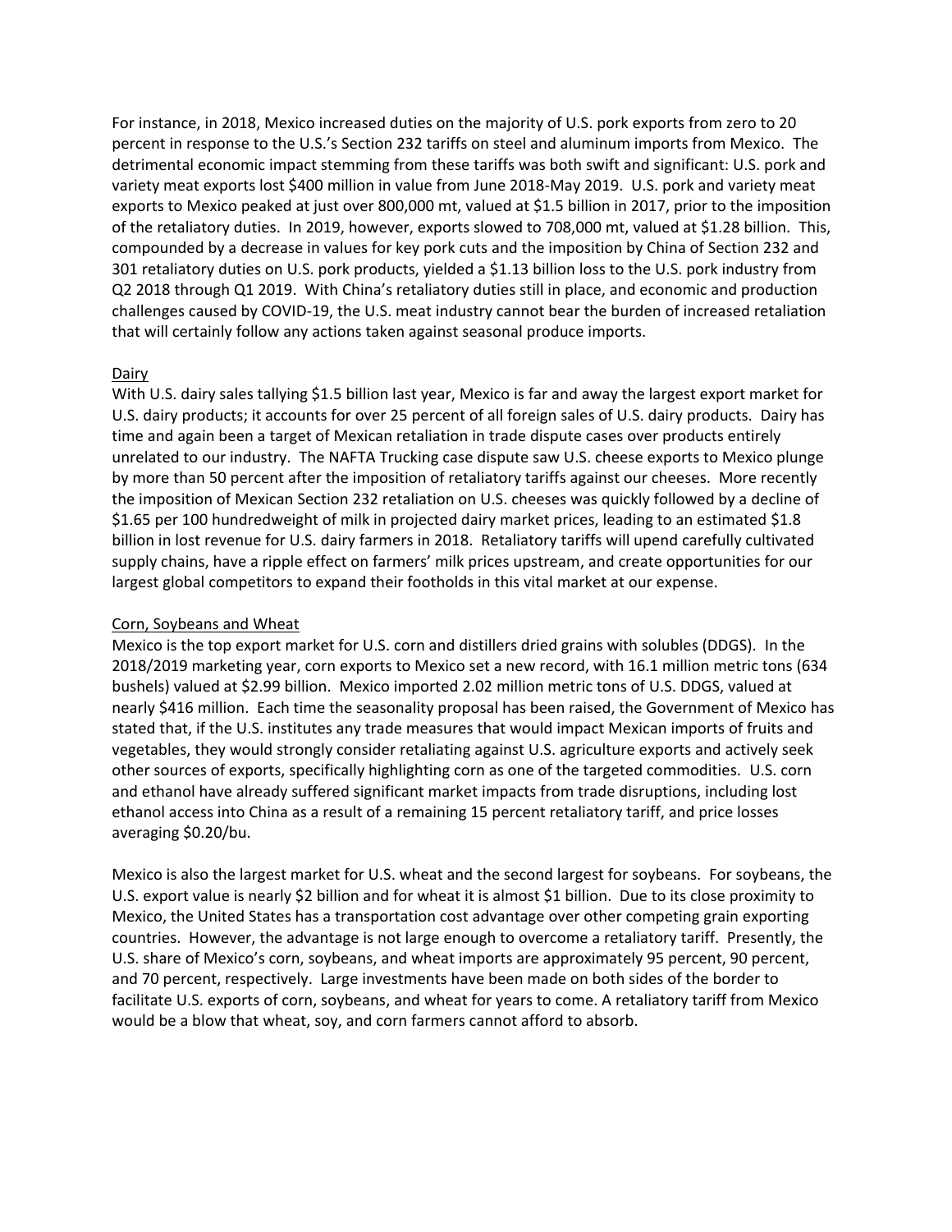For instance, in 2018, Mexico increased duties on the majority of U.S. pork exports from zero to 20 percent in response to the U.S.'s Section 232 tariffs on steel and aluminum imports from Mexico. The detrimental economic impact stemming from these tariffs was both swift and significant: U.S. pork and variety meat exports lost $400 million in value from June 2018-May 2019. U.S. pork and variety meat exports to Mexico peaked at just over 800,000 mt, valued at $1.5 billion in 2017, prior to the imposition of the retaliatory duties. In 2019, however, exports slowed to 708,000 mt, valued at $1.28 billion. This, compounded by a decrease in values for key pork cuts and the imposition by China of Section 232 and 301 retaliatory duties on U.S. pork products, yielded a $1.13 billion loss to the U.S. pork industry from Q2 2018 through Q1 2019. With China's retaliatory duties still in place, and economic and production challenges caused by COVID-19, the U.S. meat industry cannot bear the burden of increased retaliation that will certainly follow any actions taken against seasonal produce imports.

Dairy

With U.S. dairy sales tallying $1.5 billion last year, Mexico is far and away the largest export market for U.S. dairy products; it accounts for over 25 percent of all foreign sales of U.S. dairy products. Dairy has time and again been a target of Mexican retaliation in trade dispute cases over products entirely unrelated to our industry. The NAFTA Trucking case dispute saw U.S. cheese exports to Mexico plunge by more than 50 percent after the imposition of retaliatory tariffs against our cheeses. More recently the imposition of Mexican Section 232 retaliation on U.S. cheeses was quickly followed by a decline of $1.65 per 100 hundredweight of milk in projected dairy market prices, leading to an estimated $1.8 billion in lost revenue for U.S. dairy farmers in 2018. Retaliatory tariffs will upend carefully cultivated supply chains, have a ripple effect on farmers' milk prices upstream, and create opportunities for our largest global competitors to expand their footholds in this vital market at our expense.

Corn, Soybeans and Wheat

Mexico is the top export market for U.S. corn and distillers dried grains with solubles (DDGS). In the 2018/2019 marketing year, corn exports to Mexico set a new record, with 16.1 million metric tons (634 bushels) valued at $2.99 billion. Mexico imported 2.02 million metric tons of U.S. DDGS, valued at nearly $416 million. Each time the seasonality proposal has been raised, the Government of Mexico has stated that, if the U.S. institutes any trade measures that would impact Mexican imports of fruits and vegetables, they would strongly consider retaliating against U.S. agriculture exports and actively seek other sources of exports, specifically highlighting corn as one of the targeted commodities. U.S. corn and ethanol have already suffered significant market impacts from trade disruptions, including lost ethanol access into China as a result of a remaining 15 percent retaliatory tariff, and price losses averaging $0.20/bu.

Mexico is also the largest market for U.S. wheat and the second largest for soybeans. For soybeans, the U.S. export value is nearly $2 billion and for wheat it is almost $1 billion. Due to its close proximity to Mexico, the United States has a transportation cost advantage over other competing grain exporting countries. However, the advantage is not large enough to overcome a retaliatory tariff. Presently, the U.S. share of Mexico's corn, soybeans, and wheat imports are approximately 95 percent, 90 percent, and 70 percent, respectively. Large investments have been made on both sides of the border to facilitate U.S. exports of corn, soybeans, and wheat for years to come. A retaliatory tariff from Mexico would be a blow that wheat, soy, and corn farmers cannot afford to absorb.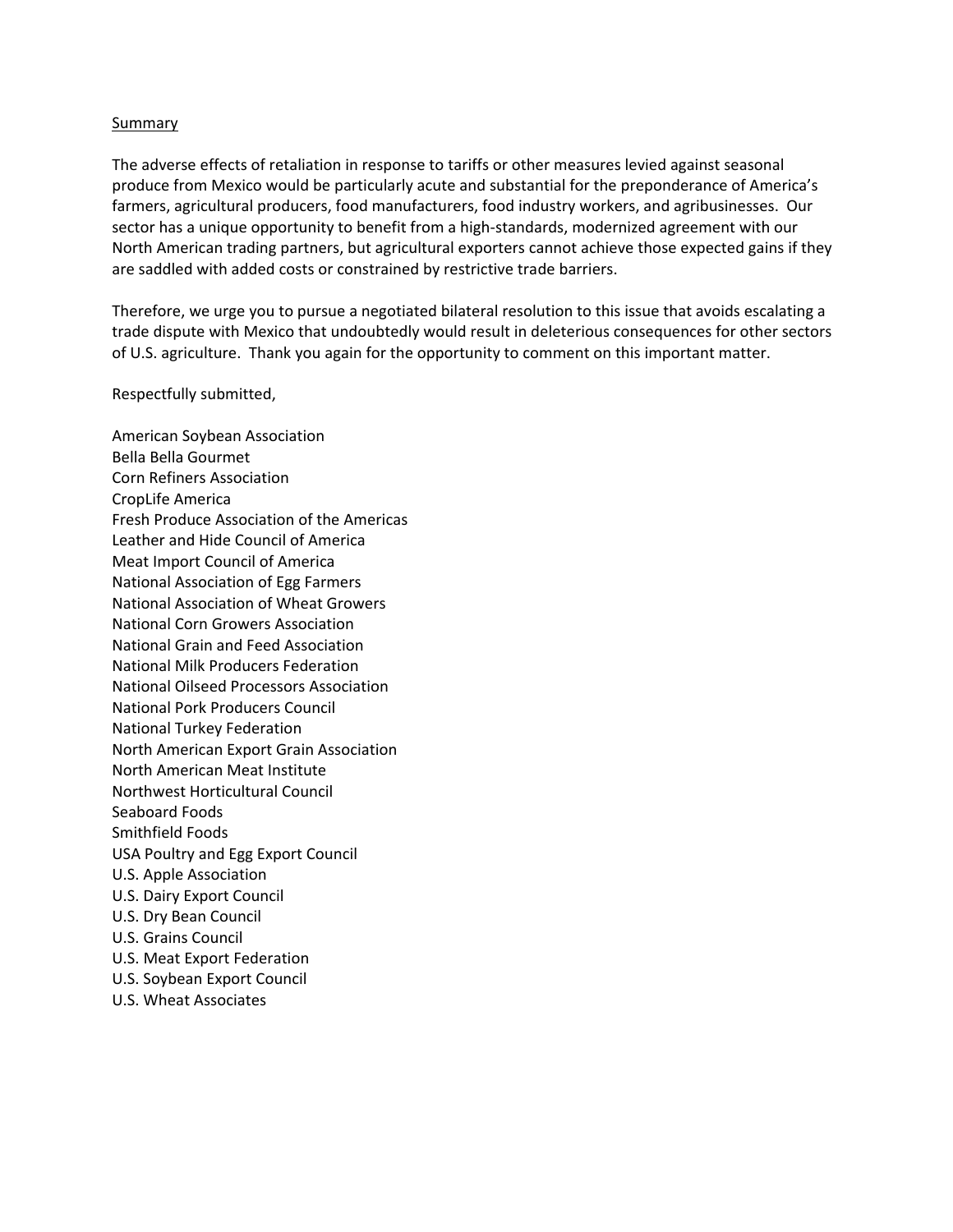<u>Summary</u>

The adverse effects of retaliation in response to tariffs or other measures levied against seasonal produce from Mexico would be particularly acute and substantial for the preponderance of America's farmers, agricultural producers, food manufacturers, food industry workers, and agribusinesses. Our sector has a unique opportunity to benefit from a high-standards, modernized agreement with our North American trading partners, but agricultural exporters cannot achieve those expected gains if they are saddled with added costs or constrained by restrictive trade barriers.

Therefore, we urge you to pursue a negotiated bilateral resolution to this issue that avoids escalating a trade dispute with Mexico that undoubtedly would result in deleterious consequences for other sectors of U.S. agriculture. Thank you again for the opportunity to comment on this important matter.

Respectfully submitted,

American Soybean Association
Bella Bella Gourmet
Corn Refiners Association
CropLife America
Fresh Produce Association of the Americas
Leather and Hide Council of America
Meat Import Council of America
National Association of Egg Farmers
National Association of Wheat Growers
National Corn Growers Association
National Grain and Feed Association
National Milk Producers Federation
National Oilseed Processors Association
National Pork Producers Council
National Turkey Federation
North American Export Grain Association
North American Meat Institute
Northwest Horticultural Council
Seaboard Foods
Smithfield Foods
USA Poultry and Egg Export Council
U.S. Apple Association
U.S. Dairy Export Council
U.S. Dry Bean Council
U.S. Grains Council
U.S. Meat Export Federation
U.S. Soybean Export Council
U.S. Wheat Associates